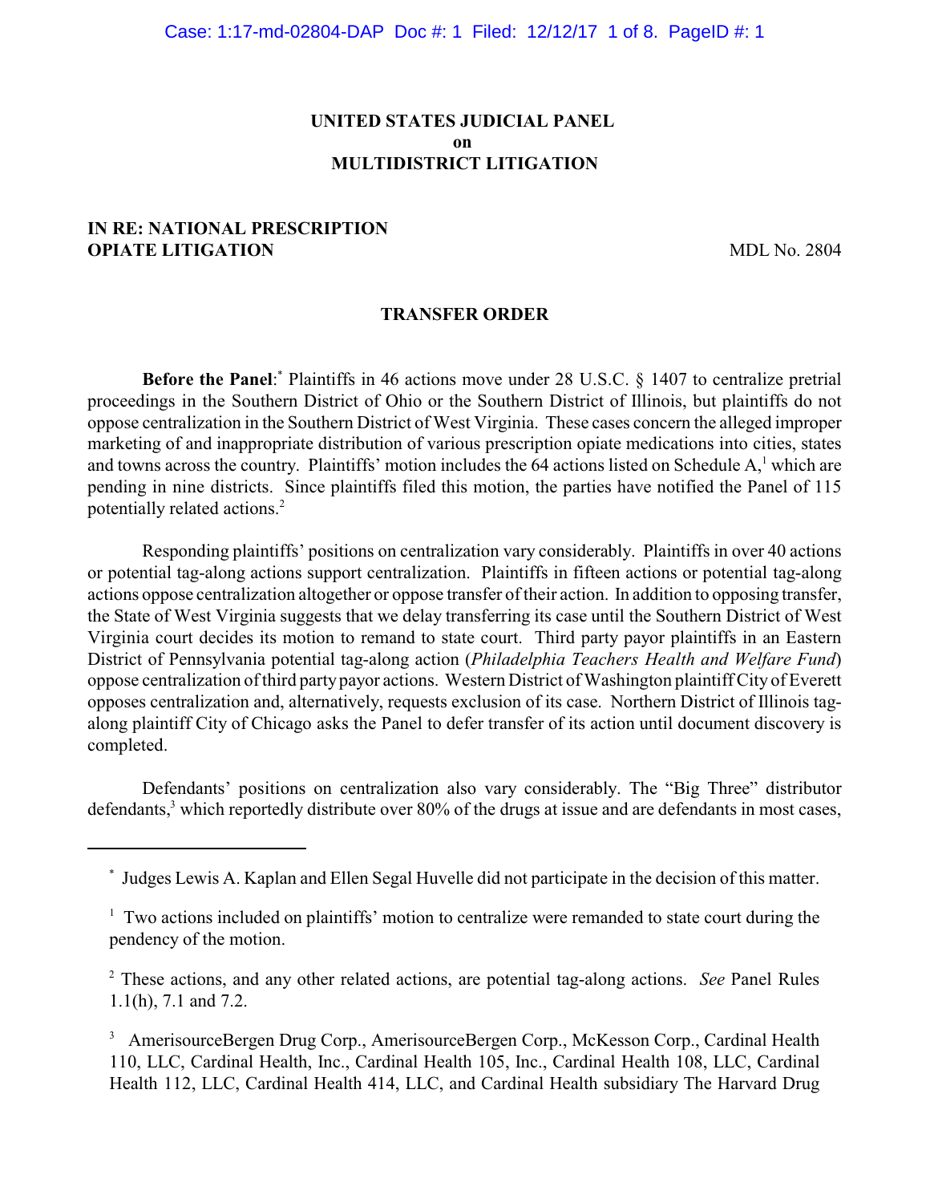**UNITED STATES JUDICIAL PANEL**
**on**
**MULTIDISTRICT LITIGATION**

**IN RE: NATIONAL PRESCRIPTION OPIATE LITIGATION** MDL No. 2804

## TRANSFER ORDER

**Before the Panel**:* Plaintiffs in 46 actions move under 28 U.S.C. § 1407 to centralize pretrial proceedings in the Southern District of Ohio or the Southern District of Illinois, but plaintiffs do not oppose centralization in the Southern District of West Virginia. These cases concern the alleged improper marketing of and inappropriate distribution of various prescription opiate medications into cities, states and towns across the country. Plaintiffs' motion includes the 64 actions listed on Schedule A,[1] which are pending in nine districts. Since plaintiffs filed this motion, the parties have notified the Panel of 115 potentially related actions.[2]

Responding plaintiffs' positions on centralization vary considerably. Plaintiffs in over 40 actions or potential tag-along actions support centralization. Plaintiffs in fifteen actions or potential tag-along actions oppose centralization altogether or oppose transfer of their action. In addition to opposing transfer, the State of West Virginia suggests that we delay transferring its case until the Southern District of West Virginia court decides its motion to remand to state court. Third party payor plaintiffs in an Eastern District of Pennsylvania potential tag-along action (*Philadelphia Teachers Health and Welfare Fund*) oppose centralization of third party payor actions. Western District of Washington plaintiff City of Everett opposes centralization and, alternatively, requests exclusion of its case. Northern District of Illinois tag-along plaintiff City of Chicago asks the Panel to defer transfer of its action until document discovery is completed.

Defendants' positions on centralization also vary considerably. The "Big Three" distributor defendants,[3] which reportedly distribute over 80% of the drugs at issue and are defendants in most cases,

---

\* Judges Lewis A. Kaplan and Ellen Segal Huvelle did not participate in the decision of this matter.

[1] Two actions included on plaintiffs' motion to centralize were remanded to state court during the pendency of the motion.

[2] These actions, and any other related actions, are potential tag-along actions. *See* Panel Rules 1.1(h), 7.1 and 7.2.

[3] AmerisourceBergen Drug Corp., AmerisourceBergen Corp., McKesson Corp., Cardinal Health 110, LLC, Cardinal Health, Inc., Cardinal Health 105, Inc., Cardinal Health 108, LLC, Cardinal Health 112, LLC, Cardinal Health 414, LLC, and Cardinal Health subsidiary The Harvard Drug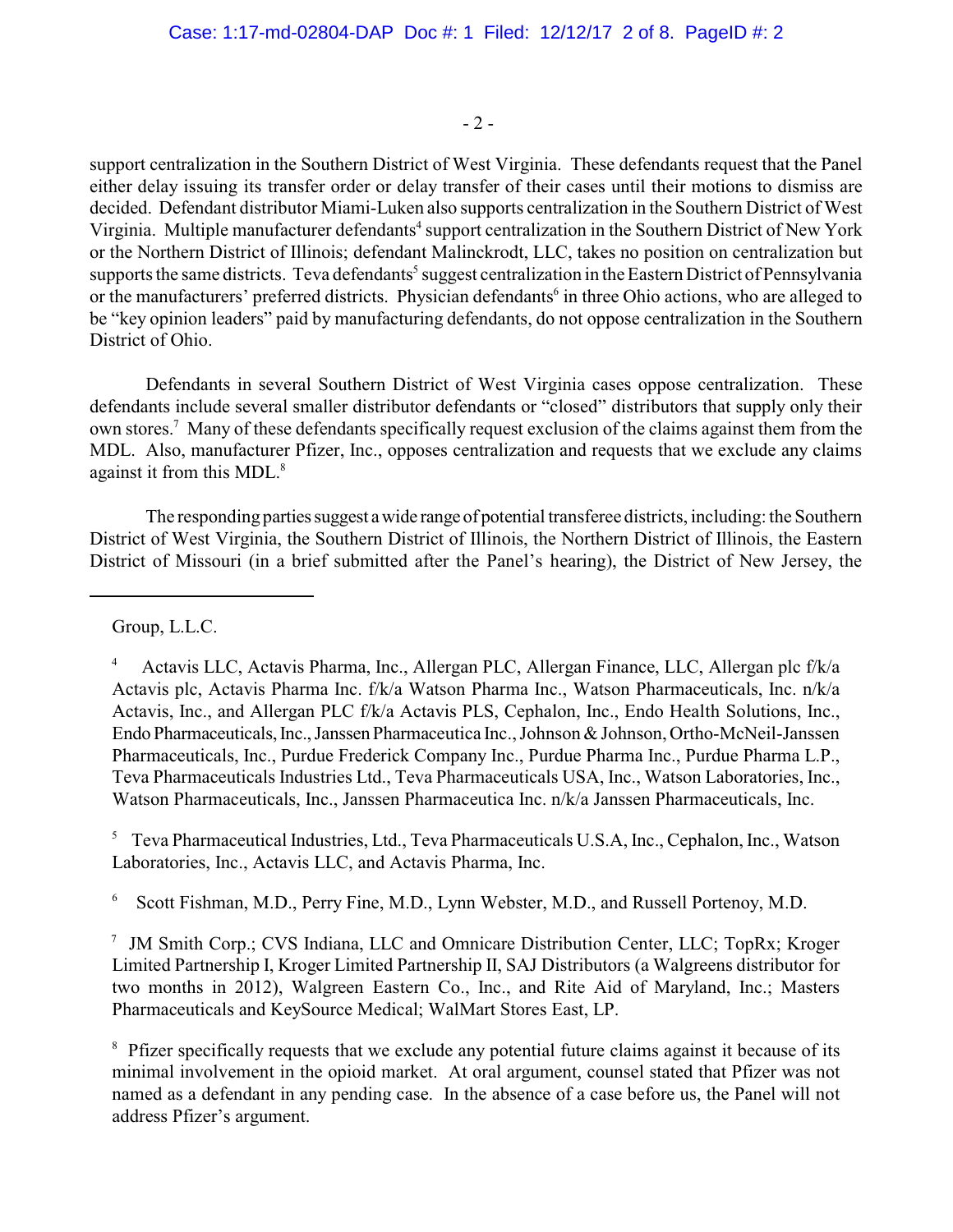support centralization in the Southern District of West Virginia. These defendants request that the Panel either delay issuing its transfer order or delay transfer of their cases until their motions to dismiss are decided. Defendant distributor Miami-Luken also supports centralization in the Southern District of West Virginia. Multiple manufacturer defendants[4] support centralization in the Southern District of New York or the Northern District of Illinois; defendant Malinckrodt, LLC, takes no position on centralization but supports the same districts. Teva defendants[5] suggest centralization in the Eastern District of Pennsylvania or the manufacturers' preferred districts. Physician defendants[6] in three Ohio actions, who are alleged to be "key opinion leaders" paid by manufacturing defendants, do not oppose centralization in the Southern District of Ohio.

Defendants in several Southern District of West Virginia cases oppose centralization. These defendants include several smaller distributor defendants or "closed" distributors that supply only their own stores.[7] Many of these defendants specifically request exclusion of the claims against them from the MDL. Also, manufacturer Pfizer, Inc., opposes centralization and requests that we exclude any claims against it from this MDL.[8]

The responding parties suggest a wide range of potential transferee districts, including: the Southern District of West Virginia, the Southern District of Illinois, the Northern District of Illinois, the Eastern District of Missouri (in a brief submitted after the Panel's hearing), the District of New Jersey, the

---

Group, L.L.C.

[4] Actavis LLC, Actavis Pharma, Inc., Allergan PLC, Allergan Finance, LLC, Allergan plc f/k/a Actavis plc, Actavis Pharma Inc. f/k/a Watson Pharma Inc., Watson Pharmaceuticals, Inc. n/k/a Actavis, Inc., and Allergan PLC f/k/a Actavis PLS, Cephalon, Inc., Endo Health Solutions, Inc., Endo Pharmaceuticals, Inc., Janssen Pharmaceutica Inc., Johnson & Johnson, Ortho-McNeil-Janssen Pharmaceuticals, Inc., Purdue Frederick Company Inc., Purdue Pharma Inc., Purdue Pharma L.P., Teva Pharmaceuticals Industries Ltd., Teva Pharmaceuticals USA, Inc., Watson Laboratories, Inc., Watson Pharmaceuticals, Inc., Janssen Pharmaceutica Inc. n/k/a Janssen Pharmaceuticals, Inc.

[5] Teva Pharmaceutical Industries, Ltd., Teva Pharmaceuticals U.S.A, Inc., Cephalon, Inc., Watson Laboratories, Inc., Actavis LLC, and Actavis Pharma, Inc.

[6] Scott Fishman, M.D., Perry Fine, M.D., Lynn Webster, M.D., and Russell Portenoy, M.D.

[7] JM Smith Corp.; CVS Indiana, LLC and Omnicare Distribution Center, LLC; TopRx; Kroger Limited Partnership I, Kroger Limited Partnership II, SAJ Distributors (a Walgreens distributor for two months in 2012), Walgreen Eastern Co., Inc., and Rite Aid of Maryland, Inc.; Masters Pharmaceuticals and KeySource Medical; WalMart Stores East, LP.

[8] Pfizer specifically requests that we exclude any potential future claims against it because of its minimal involvement in the opioid market. At oral argument, counsel stated that Pfizer was not named as a defendant in any pending case. In the absence of a case before us, the Panel will not address Pfizer's argument.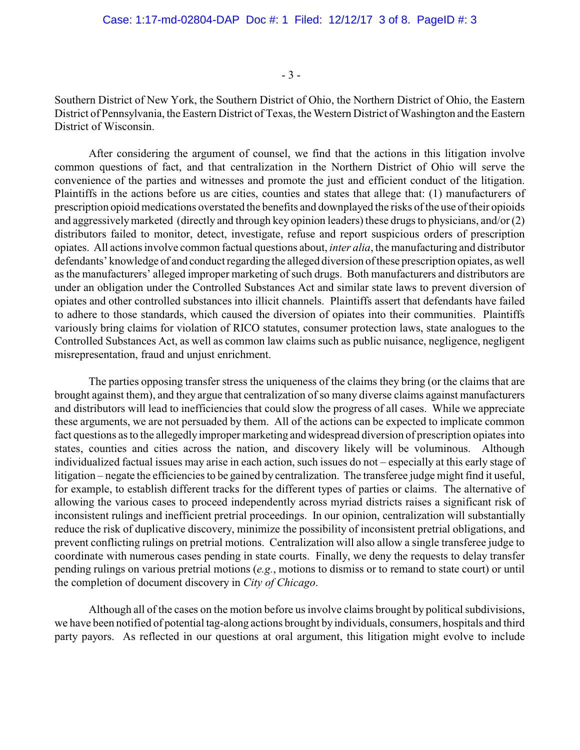Southern District of New York, the Southern District of Ohio, the Northern District of Ohio, the Eastern District of Pennsylvania, the Eastern District of Texas, the Western District of Washington and the Eastern District of Wisconsin.

After considering the argument of counsel, we find that the actions in this litigation involve common questions of fact, and that centralization in the Northern District of Ohio will serve the convenience of the parties and witnesses and promote the just and efficient conduct of the litigation. Plaintiffs in the actions before us are cities, counties and states that allege that: (1) manufacturers of prescription opioid medications overstated the benefits and downplayed the risks of the use of their opioids and aggressively marketed (directly and through key opinion leaders) these drugs to physicians, and/or (2) distributors failed to monitor, detect, investigate, refuse and report suspicious orders of prescription opiates. All actions involve common factual questions about, *inter alia*, the manufacturing and distributor defendants' knowledge of and conduct regarding the alleged diversion of these prescription opiates, as well as the manufacturers' alleged improper marketing of such drugs. Both manufacturers and distributors are under an obligation under the Controlled Substances Act and similar state laws to prevent diversion of opiates and other controlled substances into illicit channels. Plaintiffs assert that defendants have failed to adhere to those standards, which caused the diversion of opiates into their communities. Plaintiffs variously bring claims for violation of RICO statutes, consumer protection laws, state analogues to the Controlled Substances Act, as well as common law claims such as public nuisance, negligence, negligent misrepresentation, fraud and unjust enrichment.

The parties opposing transfer stress the uniqueness of the claims they bring (or the claims that are brought against them), and they argue that centralization of so many diverse claims against manufacturers and distributors will lead to inefficiencies that could slow the progress of all cases. While we appreciate these arguments, we are not persuaded by them. All of the actions can be expected to implicate common fact questions as to the allegedly improper marketing and widespread diversion of prescription opiates into states, counties and cities across the nation, and discovery likely will be voluminous. Although individualized factual issues may arise in each action, such issues do not – especially at this early stage of litigation – negate the efficiencies to be gained by centralization. The transferee judge might find it useful, for example, to establish different tracks for the different types of parties or claims. The alternative of allowing the various cases to proceed independently across myriad districts raises a significant risk of inconsistent rulings and inefficient pretrial proceedings. In our opinion, centralization will substantially reduce the risk of duplicative discovery, minimize the possibility of inconsistent pretrial obligations, and prevent conflicting rulings on pretrial motions. Centralization will also allow a single transferee judge to coordinate with numerous cases pending in state courts. Finally, we deny the requests to delay transfer pending rulings on various pretrial motions (*e.g.*, motions to dismiss or to remand to state court) or until the completion of document discovery in *City of Chicago*.

Although all of the cases on the motion before us involve claims brought by political subdivisions, we have been notified of potential tag-along actions brought by individuals, consumers, hospitals and third party payors. As reflected in our questions at oral argument, this litigation might evolve to include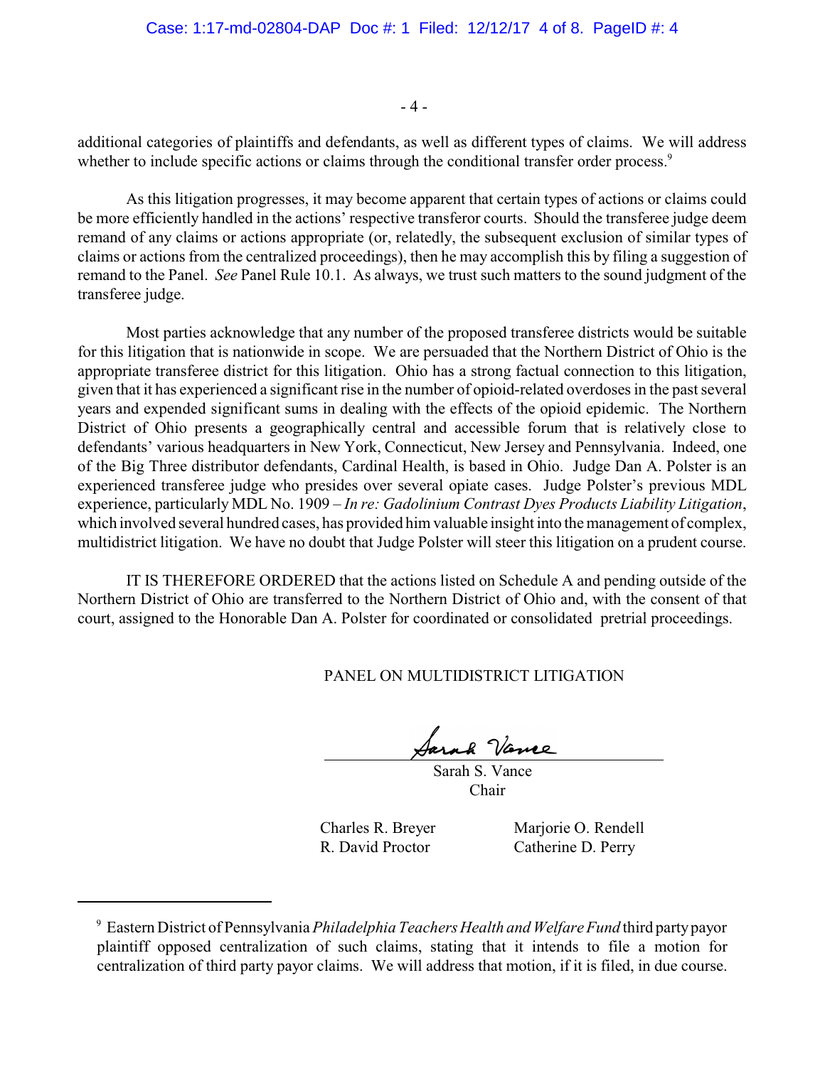additional categories of plaintiffs and defendants, as well as different types of claims. We will address whether to include specific actions or claims through the conditional transfer order process.[9]

As this litigation progresses, it may become apparent that certain types of actions or claims could be more efficiently handled in the actions' respective transferor courts. Should the transferee judge deem remand of any claims or actions appropriate (or, relatedly, the subsequent exclusion of similar types of claims or actions from the centralized proceedings), then he may accomplish this by filing a suggestion of remand to the Panel. *See* Panel Rule 10.1. As always, we trust such matters to the sound judgment of the transferee judge.

Most parties acknowledge that any number of the proposed transferee districts would be suitable for this litigation that is nationwide in scope. We are persuaded that the Northern District of Ohio is the appropriate transferee district for this litigation. Ohio has a strong factual connection to this litigation, given that it has experienced a significant rise in the number of opioid-related overdoses in the past several years and expended significant sums in dealing with the effects of the opioid epidemic. The Northern District of Ohio presents a geographically central and accessible forum that is relatively close to defendants' various headquarters in New York, Connecticut, New Jersey and Pennsylvania. Indeed, one of the Big Three distributor defendants, Cardinal Health, is based in Ohio. Judge Dan A. Polster is an experienced transferee judge who presides over several opiate cases. Judge Polster's previous MDL experience, particularly MDL No. 1909 – *In re: Gadolinium Contrast Dyes Products Liability Litigation*, which involved several hundred cases, has provided him valuable insight into the management of complex, multidistrict litigation. We have no doubt that Judge Polster will steer this litigation on a prudent course.

IT IS THEREFORE ORDERED that the actions listed on Schedule A and pending outside of the Northern District of Ohio are transferred to the Northern District of Ohio and, with the consent of that court, assigned to the Honorable Dan A. Polster for coordinated or consolidated pretrial proceedings.

PANEL ON MULTIDISTRICT LITIGATION

Sarah S. Vance
Chair

Charles R. Breyer　　Marjorie O. Rendell
R. David Proctor　　Catherine D. Perry

---

[9] Eastern District of Pennsylvania *Philadelphia Teachers Health and Welfare Fund* third party payor plaintiff opposed centralization of such claims, stating that it intends to file a motion for centralization of third party payor claims. We will address that motion, if it is filed, in due course.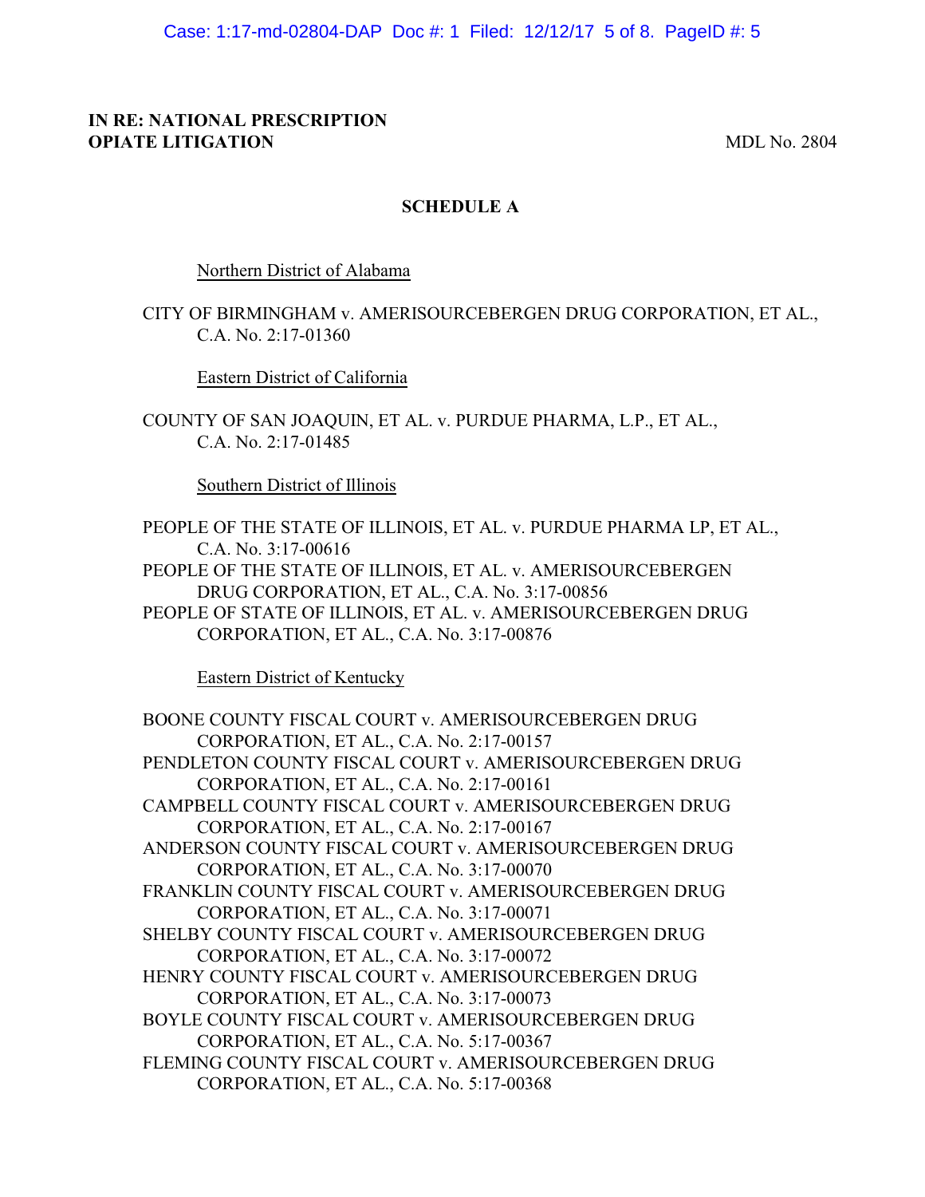**IN RE: NATIONAL PRESCRIPTION OPIATE LITIGATION** MDL No. 2804

## SCHEDULE A

Northern District of Alabama

CITY OF BIRMINGHAM v. AMERISOURCEBERGEN DRUG CORPORATION, ET AL., C.A. No. 2:17-01360

Eastern District of California

COUNTY OF SAN JOAQUIN, ET AL. v. PURDUE PHARMA, L.P., ET AL., C.A. No. 2:17-01485

Southern District of Illinois

PEOPLE OF THE STATE OF ILLINOIS, ET AL. v. PURDUE PHARMA LP, ET AL., C.A. No. 3:17-00616

PEOPLE OF THE STATE OF ILLINOIS, ET AL. v. AMERISOURCEBERGEN DRUG CORPORATION, ET AL., C.A. No. 3:17-00856

PEOPLE OF STATE OF ILLINOIS, ET AL. v. AMERISOURCEBERGEN DRUG CORPORATION, ET AL., C.A. No. 3:17-00876

Eastern District of Kentucky

BOONE COUNTY FISCAL COURT v. AMERISOURCEBERGEN DRUG CORPORATION, ET AL., C.A. No. 2:17-00157

PENDLETON COUNTY FISCAL COURT v. AMERISOURCEBERGEN DRUG CORPORATION, ET AL., C.A. No. 2:17-00161

CAMPBELL COUNTY FISCAL COURT v. AMERISOURCEBERGEN DRUG CORPORATION, ET AL., C.A. No. 2:17-00167

ANDERSON COUNTY FISCAL COURT v. AMERISOURCEBERGEN DRUG CORPORATION, ET AL., C.A. No. 3:17-00070

FRANKLIN COUNTY FISCAL COURT v. AMERISOURCEBERGEN DRUG CORPORATION, ET AL., C.A. No. 3:17-00071

SHELBY COUNTY FISCAL COURT v. AMERISOURCEBERGEN DRUG CORPORATION, ET AL., C.A. No. 3:17-00072

HENRY COUNTY FISCAL COURT v. AMERISOURCEBERGEN DRUG CORPORATION, ET AL., C.A. No. 3:17-00073

BOYLE COUNTY FISCAL COURT v. AMERISOURCEBERGEN DRUG CORPORATION, ET AL., C.A. No. 5:17-00367

FLEMING COUNTY FISCAL COURT v. AMERISOURCEBERGEN DRUG CORPORATION, ET AL., C.A. No. 5:17-00368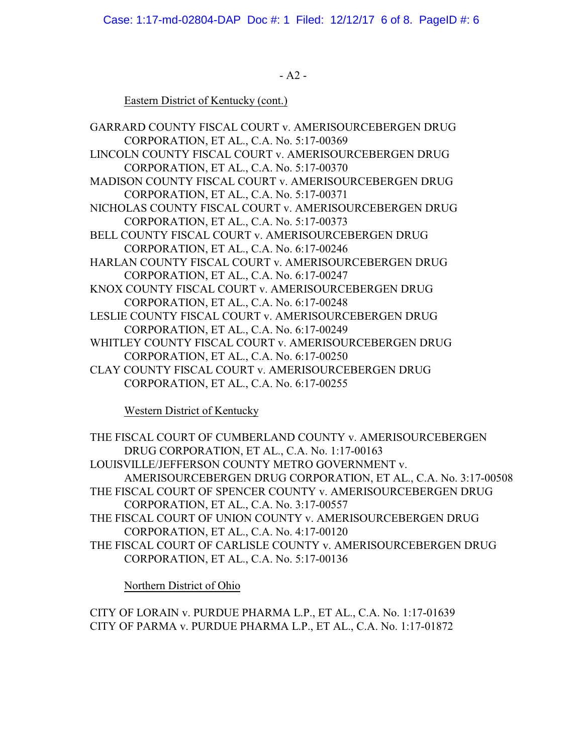- A2 -

Eastern District of Kentucky (cont.)

GARRARD COUNTY FISCAL COURT v. AMERISOURCEBERGEN DRUG CORPORATION, ET AL., C.A. No. 5:17-00369
LINCOLN COUNTY FISCAL COURT v. AMERISOURCEBERGEN DRUG CORPORATION, ET AL., C.A. No. 5:17-00370
MADISON COUNTY FISCAL COURT v. AMERISOURCEBERGEN DRUG CORPORATION, ET AL., C.A. No. 5:17-00371
NICHOLAS COUNTY FISCAL COURT v. AMERISOURCEBERGEN DRUG CORPORATION, ET AL., C.A. No. 5:17-00373
BELL COUNTY FISCAL COURT v. AMERISOURCEBERGEN DRUG CORPORATION, ET AL., C.A. No. 6:17-00246
HARLAN COUNTY FISCAL COURT v. AMERISOURCEBERGEN DRUG CORPORATION, ET AL., C.A. No. 6:17-00247
KNOX COUNTY FISCAL COURT v. AMERISOURCEBERGEN DRUG CORPORATION, ET AL., C.A. No. 6:17-00248
LESLIE COUNTY FISCAL COURT v. AMERISOURCEBERGEN DRUG CORPORATION, ET AL., C.A. No. 6:17-00249
WHITLEY COUNTY FISCAL COURT v. AMERISOURCEBERGEN DRUG CORPORATION, ET AL., C.A. No. 6:17-00250
CLAY COUNTY FISCAL COURT v. AMERISOURCEBERGEN DRUG CORPORATION, ET AL., C.A. No. 6:17-00255

Western District of Kentucky

THE FISCAL COURT OF CUMBERLAND COUNTY v. AMERISOURCEBERGEN DRUG CORPORATION, ET AL., C.A. No. 1:17-00163
LOUISVILLE/JEFFERSON COUNTY METRO GOVERNMENT v. AMERISOURCEBERGEN DRUG CORPORATION, ET AL., C.A. No. 3:17-00508
THE FISCAL COURT OF SPENCER COUNTY v. AMERISOURCEBERGEN DRUG CORPORATION, ET AL., C.A. No. 3:17-00557
THE FISCAL COURT OF UNION COUNTY v. AMERISOURCEBERGEN DRUG CORPORATION, ET AL., C.A. No. 4:17-00120
THE FISCAL COURT OF CARLISLE COUNTY v. AMERISOURCEBERGEN DRUG CORPORATION, ET AL., C.A. No. 5:17-00136

Northern District of Ohio

CITY OF LORAIN v. PURDUE PHARMA L.P., ET AL., C.A. No. 1:17-01639
CITY OF PARMA v. PURDUE PHARMA L.P., ET AL., C.A. No. 1:17-01872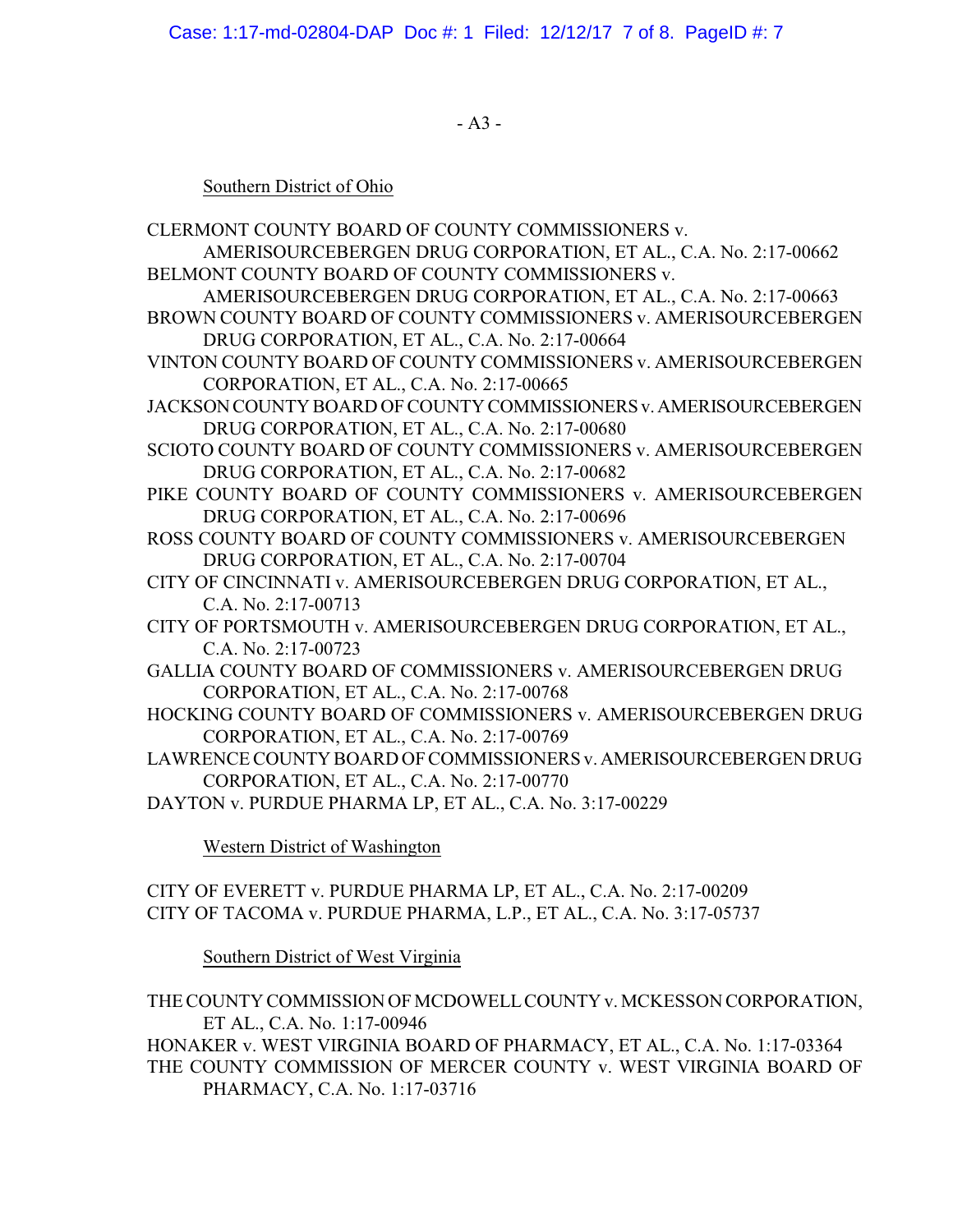- A3 -

Southern District of Ohio

CLERMONT COUNTY BOARD OF COUNTY COMMISSIONERS v. AMERISOURCEBERGEN DRUG CORPORATION, ET AL., C.A. No. 2:17-00662

BELMONT COUNTY BOARD OF COUNTY COMMISSIONERS v. AMERISOURCEBERGEN DRUG CORPORATION, ET AL., C.A. No. 2:17-00663

BROWN COUNTY BOARD OF COUNTY COMMISSIONERS v. AMERISOURCEBERGEN DRUG CORPORATION, ET AL., C.A. No. 2:17-00664

VINTON COUNTY BOARD OF COUNTY COMMISSIONERS v. AMERISOURCEBERGEN CORPORATION, ET AL., C.A. No. 2:17-00665

JACKSON COUNTY BOARD OF COUNTY COMMISSIONERS v. AMERISOURCEBERGEN DRUG CORPORATION, ET AL., C.A. No. 2:17-00680

SCIOTO COUNTY BOARD OF COUNTY COMMISSIONERS v. AMERISOURCEBERGEN DRUG CORPORATION, ET AL., C.A. No. 2:17-00682

PIKE COUNTY BOARD OF COUNTY COMMISSIONERS v. AMERISOURCEBERGEN DRUG CORPORATION, ET AL., C.A. No. 2:17-00696

ROSS COUNTY BOARD OF COUNTY COMMISSIONERS v. AMERISOURCEBERGEN DRUG CORPORATION, ET AL., C.A. No. 2:17-00704

CITY OF CINCINNATI v. AMERISOURCEBERGEN DRUG CORPORATION, ET AL., C.A. No. 2:17-00713

CITY OF PORTSMOUTH v. AMERISOURCEBERGEN DRUG CORPORATION, ET AL., C.A. No. 2:17-00723

GALLIA COUNTY BOARD OF COMMISSIONERS v. AMERISOURCEBERGEN DRUG CORPORATION, ET AL., C.A. No. 2:17-00768

HOCKING COUNTY BOARD OF COMMISSIONERS v. AMERISOURCEBERGEN DRUG CORPORATION, ET AL., C.A. No. 2:17-00769

LAWRENCE COUNTY BOARD OF COMMISSIONERS v. AMERISOURCEBERGEN DRUG CORPORATION, ET AL., C.A. No. 2:17-00770

DAYTON v. PURDUE PHARMA LP, ET AL., C.A. No. 3:17-00229

Western District of Washington

CITY OF EVERETT v. PURDUE PHARMA LP, ET AL., C.A. No. 2:17-00209

CITY OF TACOMA v. PURDUE PHARMA, L.P., ET AL., C.A. No. 3:17-05737

Southern District of West Virginia

THE COUNTY COMMISSION OF MCDOWELL COUNTY v. MCKESSON CORPORATION, ET AL., C.A. No. 1:17-00946

HONAKER v. WEST VIRGINIA BOARD OF PHARMACY, ET AL., C.A. No. 1:17-03364

THE COUNTY COMMISSION OF MERCER COUNTY v. WEST VIRGINIA BOARD OF PHARMACY, C.A. No. 1:17-03716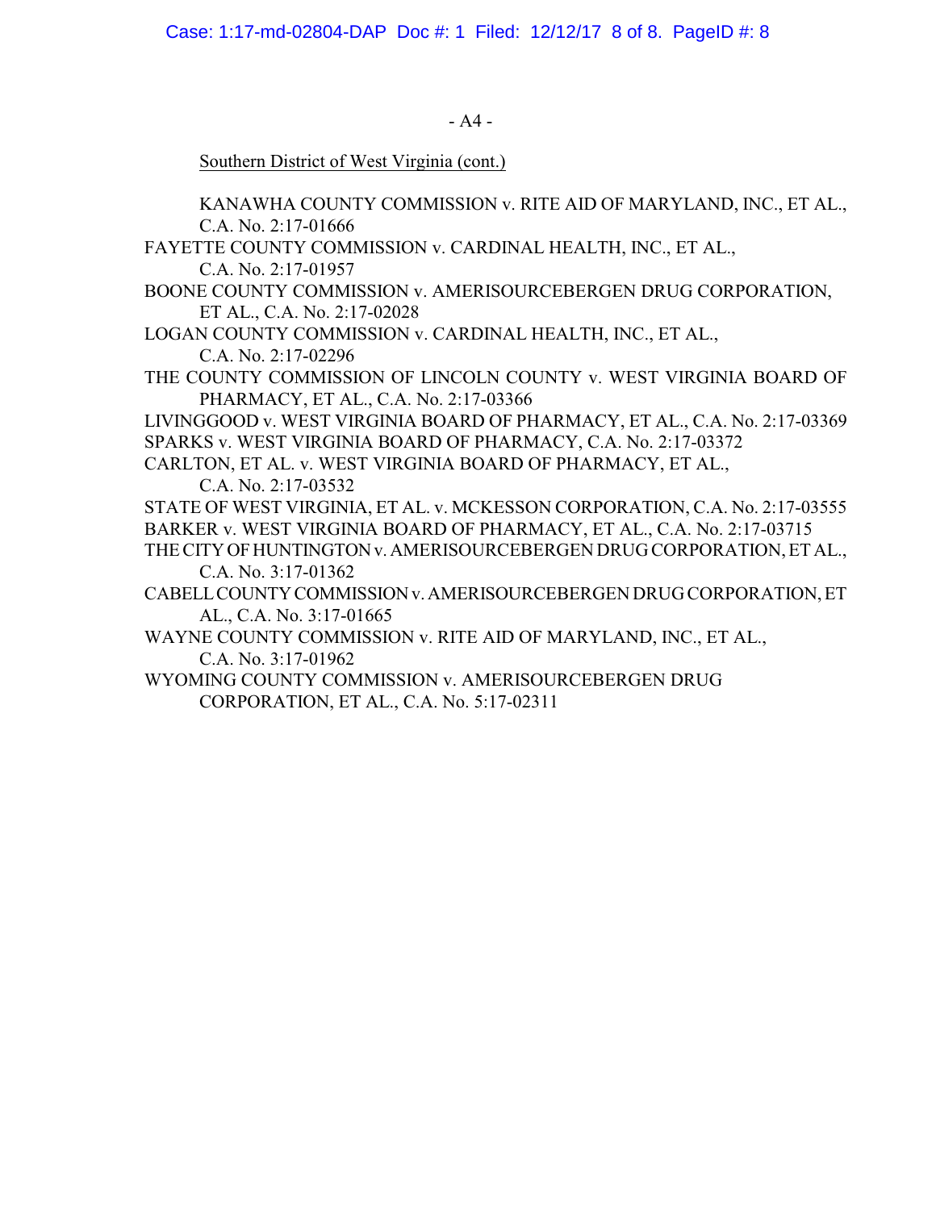- A4 -

Southern District of West Virginia (cont.)

KANAWHA COUNTY COMMISSION v. RITE AID OF MARYLAND, INC., ET AL., C.A. No. 2:17-01666

FAYETTE COUNTY COMMISSION v. CARDINAL HEALTH, INC., ET AL., C.A. No. 2:17-01957

BOONE COUNTY COMMISSION v. AMERISOURCEBERGEN DRUG CORPORATION, ET AL., C.A. No. 2:17-02028

LOGAN COUNTY COMMISSION v. CARDINAL HEALTH, INC., ET AL., C.A. No. 2:17-02296

THE COUNTY COMMISSION OF LINCOLN COUNTY v. WEST VIRGINIA BOARD OF PHARMACY, ET AL., C.A. No. 2:17-03366

LIVINGGOOD v. WEST VIRGINIA BOARD OF PHARMACY, ET AL., C.A. No. 2:17-03369

SPARKS v. WEST VIRGINIA BOARD OF PHARMACY, C.A. No. 2:17-03372

CARLTON, ET AL. v. WEST VIRGINIA BOARD OF PHARMACY, ET AL., C.A. No. 2:17-03532

STATE OF WEST VIRGINIA, ET AL. v. MCKESSON CORPORATION, C.A. No. 2:17-03555

BARKER v. WEST VIRGINIA BOARD OF PHARMACY, ET AL., C.A. No. 2:17-03715

THE CITY OF HUNTINGTON v. AMERISOURCEBERGEN DRUG CORPORATION, ET AL., C.A. No. 3:17-01362

CABELL COUNTY COMMISSION v. AMERISOURCEBERGEN DRUG CORPORATION, ET AL., C.A. No. 3:17-01665

WAYNE COUNTY COMMISSION v. RITE AID OF MARYLAND, INC., ET AL., C.A. No. 3:17-01962

WYOMING COUNTY COMMISSION v. AMERISOURCEBERGEN DRUG CORPORATION, ET AL., C.A. No. 5:17-02311